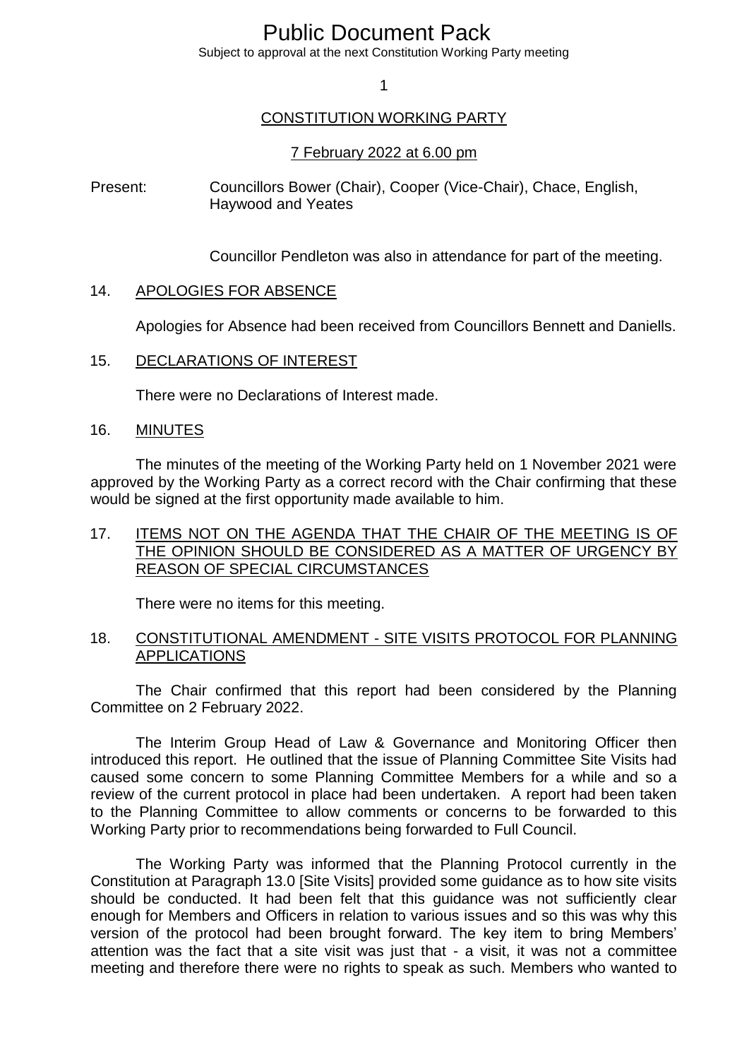# Public Document Pack

Subject to approval at the next Constitution Working Party meeting

## CONSTITUTION WORKING PARTY

7 February 2022 at 6.00 pm

Present: Councillors Bower (Chair), Cooper (Vice-Chair), Chace, English, Haywood and Yeates

Councillor Pendleton was also in attendance for part of the meeting.

### 14. APOLOGIES FOR ABSENCE

Apologies for Absence had been received from Councillors Bennett and Daniells.

### 15. DECLARATIONS OF INTEREST

There were no Declarations of Interest made.

### 16. MINUTES

The minutes of the meeting of the Working Party held on 1 November 2021 were approved by the Working Party as a correct record with the Chair confirming that these would be signed at the first opportunity made available to him.

### 17. ITEMS NOT ON THE AGENDA THAT THE CHAIR OF THE MEETING IS OF THE OPINION SHOULD BE CONSIDERED AS A MATTER OF URGENCY BY REASON OF SPECIAL CIRCUMSTANCES

There were no items for this meeting.

### 18. CONSTITUTIONAL AMENDMENT - SITE VISITS PROTOCOL FOR PLANNING APPLICATIONS

The Chair confirmed that this report had been considered by the Planning Committee on 2 February 2022.

The Interim Group Head of Law & Governance and Monitoring Officer then introduced this report. He outlined that the issue of Planning Committee Site Visits had caused some concern to some Planning Committee Members for a while and so a review of the current protocol in place had been undertaken. A report had been taken to the Planning Committee to allow comments or concerns to be forwarded to this Working Party prior to recommendations being forwarded to Full Council.

The Working Party was informed that the Planning Protocol currently in the Constitution at Paragraph 13.0 [Site Visits] provided some guidance as to how site visits should be conducted. It had been felt that this guidance was not sufficiently clear enough for Members and Officers in relation to various issues and so this was why this version of the protocol had been brought forward. The key item to bring Members' attention was the fact that a site visit was just that - a visit, it was not a committee meeting and therefore there were no rights to speak as such. Members who wanted to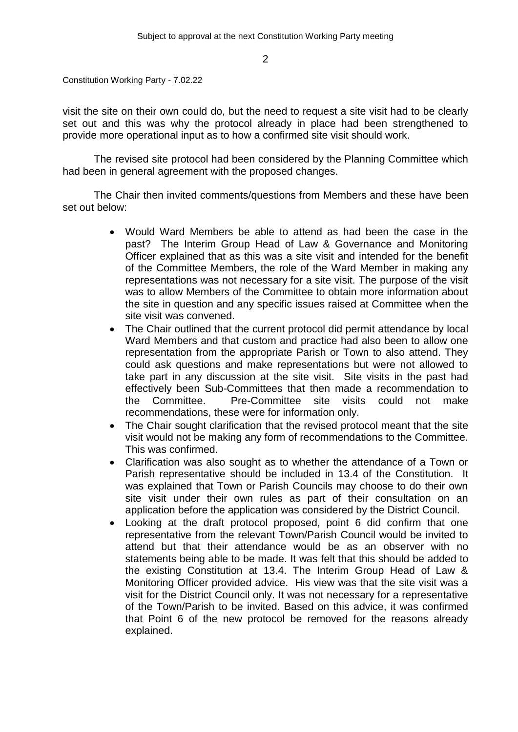visit the site on their own could do, but the need to request a site visit had to be clearly set out and this was why the protocol already in place had been strengthened to provide more operational input as to how a confirmed site visit should work.

The revised site protocol had been considered by the Planning Committee which had been in general agreement with the proposed changes.

The Chair then invited comments/questions from Members and these have been set out below:

- Would Ward Members be able to attend as had been the case in the past? The Interim Group Head of Law & Governance and Monitoring Officer explained that as this was a site visit and intended for the benefit of the Committee Members, the role of the Ward Member in making any representations was not necessary for a site visit. The purpose of the visit was to allow Members of the Committee to obtain more information about the site in question and any specific issues raised at Committee when the site visit was convened.
- The Chair outlined that the current protocol did permit attendance by local Ward Members and that custom and practice had also been to allow one representation from the appropriate Parish or Town to also attend. They could ask questions and make representations but were not allowed to take part in any discussion at the site visit. Site visits in the past had effectively been Sub-Committees that then made a recommendation to the Committee. Pre-Committee site visits could not make recommendations, these were for information only.
- The Chair sought clarification that the revised protocol meant that the site visit would not be making any form of recommendations to the Committee. This was confirmed.
- Clarification was also sought as to whether the attendance of a Town or Parish representative should be included in 13.4 of the Constitution. It was explained that Town or Parish Councils may choose to do their own site visit under their own rules as part of their consultation on an application before the application was considered by the District Council.
- Looking at the draft protocol proposed, point 6 did confirm that one representative from the relevant Town/Parish Council would be invited to attend but that their attendance would be as an observer with no statements being able to be made. It was felt that this should be added to the existing Constitution at 13.4. The Interim Group Head of Law & Monitoring Officer provided advice. His view was that the site visit was a visit for the District Council only. It was not necessary for a representative of the Town/Parish to be invited. Based on this advice, it was confirmed that Point 6 of the new protocol be removed for the reasons already explained.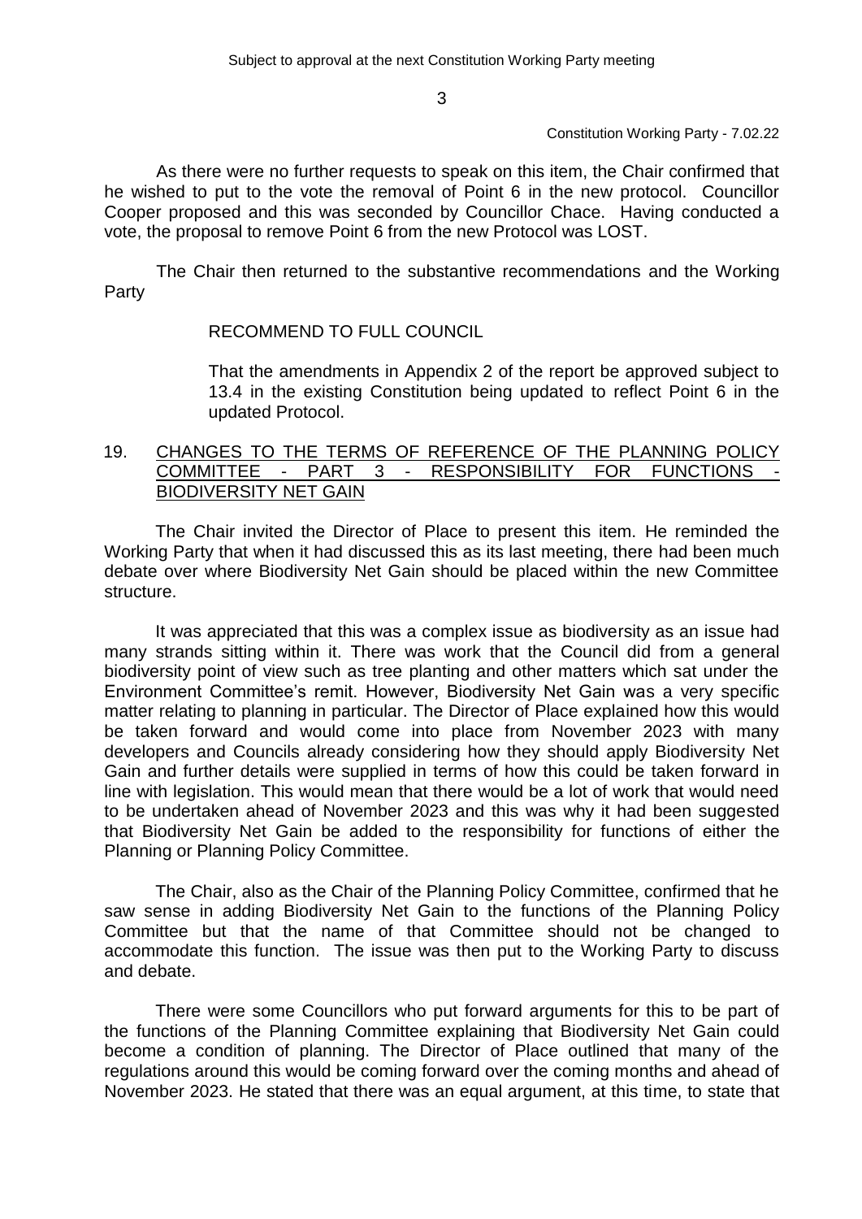As there were no further requests to speak on this item, the Chair confirmed that he wished to put to the vote the removal of Point 6 in the new protocol. Councillor Cooper proposed and this was seconded by Councillor Chace. Having conducted a vote, the proposal to remove Point 6 from the new Protocol was LOST.

The Chair then returned to the substantive recommendations and the Working Party

> RECOMMEND TO FULL COUNCIL
>
> That the amendments in Appendix 2 of the report be approved subject to 13.4 in the existing Constitution being updated to reflect Point 6 in the updated Protocol.

## 19. CHANGES TO THE TERMS OF REFERENCE OF THE PLANNING POLICY COMMITTEE - PART 3 - RESPONSIBILITY FOR FUNCTIONS - BIODIVERSITY NET GAIN

The Chair invited the Director of Place to present this item. He reminded the Working Party that when it had discussed this as its last meeting, there had been much debate over where Biodiversity Net Gain should be placed within the new Committee structure.

It was appreciated that this was a complex issue as biodiversity as an issue had many strands sitting within it. There was work that the Council did from a general biodiversity point of view such as tree planting and other matters which sat under the Environment Committee's remit. However, Biodiversity Net Gain was a very specific matter relating to planning in particular. The Director of Place explained how this would be taken forward and would come into place from November 2023 with many developers and Councils already considering how they should apply Biodiversity Net Gain and further details were supplied in terms of how this could be taken forward in line with legislation. This would mean that there would be a lot of work that would need to be undertaken ahead of November 2023 and this was why it had been suggested that Biodiversity Net Gain be added to the responsibility for functions of either the Planning or Planning Policy Committee.

The Chair, also as the Chair of the Planning Policy Committee, confirmed that he saw sense in adding Biodiversity Net Gain to the functions of the Planning Policy Committee but that the name of that Committee should not be changed to accommodate this function. The issue was then put to the Working Party to discuss and debate.

There were some Councillors who put forward arguments for this to be part of the functions of the Planning Committee explaining that Biodiversity Net Gain could become a condition of planning. The Director of Place outlined that many of the regulations around this would be coming forward over the coming months and ahead of November 2023. He stated that there was an equal argument, at this time, to state that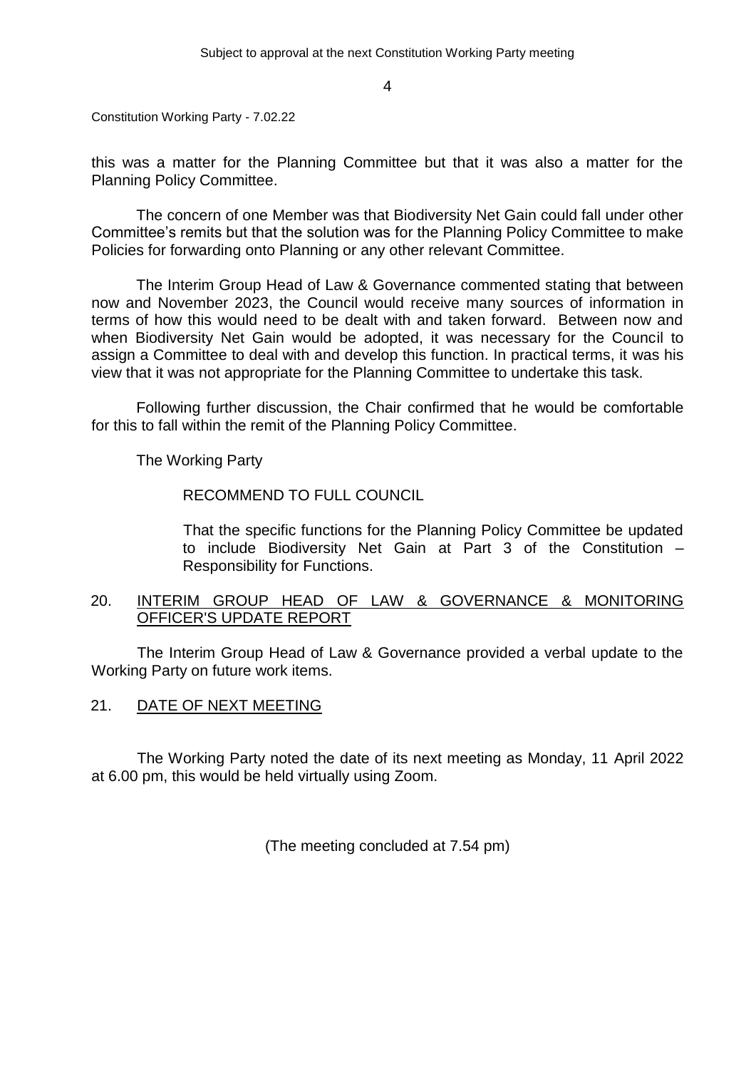this was a matter for the Planning Committee but that it was also a matter for the Planning Policy Committee.

The concern of one Member was that Biodiversity Net Gain could fall under other Committee's remits but that the solution was for the Planning Policy Committee to make Policies for forwarding onto Planning or any other relevant Committee.

The Interim Group Head of Law & Governance commented stating that between now and November 2023, the Council would receive many sources of information in terms of how this would need to be dealt with and taken forward. Between now and when Biodiversity Net Gain would be adopted, it was necessary for the Council to assign a Committee to deal with and develop this function. In practical terms, it was his view that it was not appropriate for the Planning Committee to undertake this task.

Following further discussion, the Chair confirmed that he would be comfortable for this to fall within the remit of the Planning Policy Committee.

The Working Party

RECOMMEND TO FULL COUNCIL

That the specific functions for the Planning Policy Committee be updated to include Biodiversity Net Gain at Part 3 of the Constitution – Responsibility for Functions.

## 20. INTERIM GROUP HEAD OF LAW & GOVERNANCE & MONITORING OFFICER'S UPDATE REPORT

The Interim Group Head of Law & Governance provided a verbal update to the Working Party on future work items.

## 21. DATE OF NEXT MEETING

The Working Party noted the date of its next meeting as Monday, 11 April 2022 at 6.00 pm, this would be held virtually using Zoom.

(The meeting concluded at 7.54 pm)